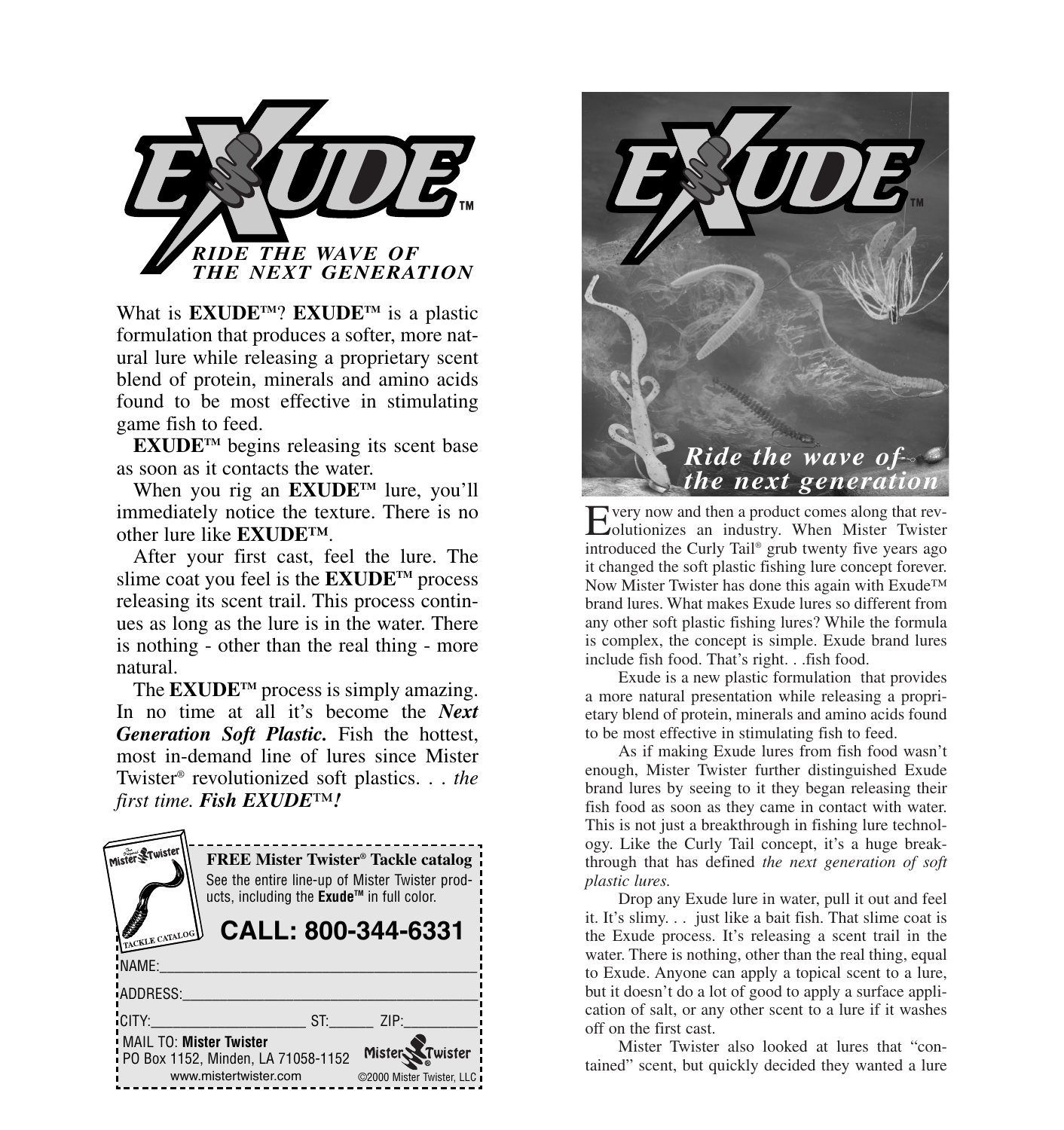# EXUDE™

***RIDE THE WAVE OF THE NEXT GENERATION***

What is **EXUDE™**? **EXUDE™** is a plastic formulation that produces a softer, more natural lure while releasing a proprietary scent blend of protein, minerals and amino acids found to be most effective in stimulating game fish to feed.

**EXUDE™** begins releasing its scent base as soon as it contacts the water.

When you rig an **EXUDE™** lure, you'll immediately notice the texture. There is no other lure like **EXUDE™**.

After your first cast, feel the lure. The slime coat you feel is the **EXUDE™** process releasing its scent trail. This process continues as long as the lure is in the water. There is nothing - other than the real thing - more natural.

The **EXUDE™** process is simply amazing. In no time at all it's become the ***Next Generation Soft Plastic.*** Fish the hottest, most in-demand line of lures since Mister Twister® revolutionized soft plastics. . . *the first time.* ***Fish EXUDE™!***

---

**FREE Mister Twister® Tackle catalog**
See the entire line-up of Mister Twister products, including the **Exude™** in full color.

**CALL: 800-344-6331**

NAME:\_\_\_\_\_\_\_\_\_\_\_\_\_\_\_\_\_\_\_\_\_\_\_\_\_\_\_\_\_\_\_\_\_\_\_\_\_\_

ADDRESS:\_\_\_\_\_\_\_\_\_\_\_\_\_\_\_\_\_\_\_\_\_\_\_\_\_\_\_\_\_\_\_\_\_\_\_

CITY:\_\_\_\_\_\_\_\_\_\_\_\_\_\_\_\_\_\_\_\_\_ ST:\_\_\_\_\_\_ ZIP:\_\_\_\_\_\_\_\_\_\_

MAIL TO: **Mister Twister**
PO Box 1152, Minden, LA 71058-1152
www.mistertwister.com

©2000 Mister Twister, LLC

---

# EXUDE™

***Ride the wave of the next generation***

Every now and then a product comes along that revolutionizes an industry. When Mister Twister introduced the Curly Tail® grub twenty five years ago it changed the soft plastic fishing lure concept forever. Now Mister Twister has done this again with Exude™ brand lures. What makes Exude lures so different from any other soft plastic fishing lures? While the formula is complex, the concept is simple. Exude brand lures include fish food. That's right. . .fish food.

Exude is a new plastic formulation that provides a more natural presentation while releasing a proprietary blend of protein, minerals and amino acids found to be most effective in stimulating fish to feed.

As if making Exude lures from fish food wasn't enough, Mister Twister further distinguished Exude brand lures by seeing to it they began releasing their fish food as soon as they came in contact with water. This is not just a breakthrough in fishing lure technology. Like the Curly Tail concept, it's a huge breakthrough that has defined *the next generation of soft plastic lures.*

Drop any Exude lure in water, pull it out and feel it. It's slimy. . . just like a bait fish. That slime coat is the Exude process. It's releasing a scent trail in the water. There is nothing, other than the real thing, equal to Exude. Anyone can apply a topical scent to a lure, but it doesn't do a lot of good to apply a surface application of salt, or any other scent to a lure if it washes off on the first cast.

Mister Twister also looked at lures that "contained" scent, but quickly decided they wanted a lure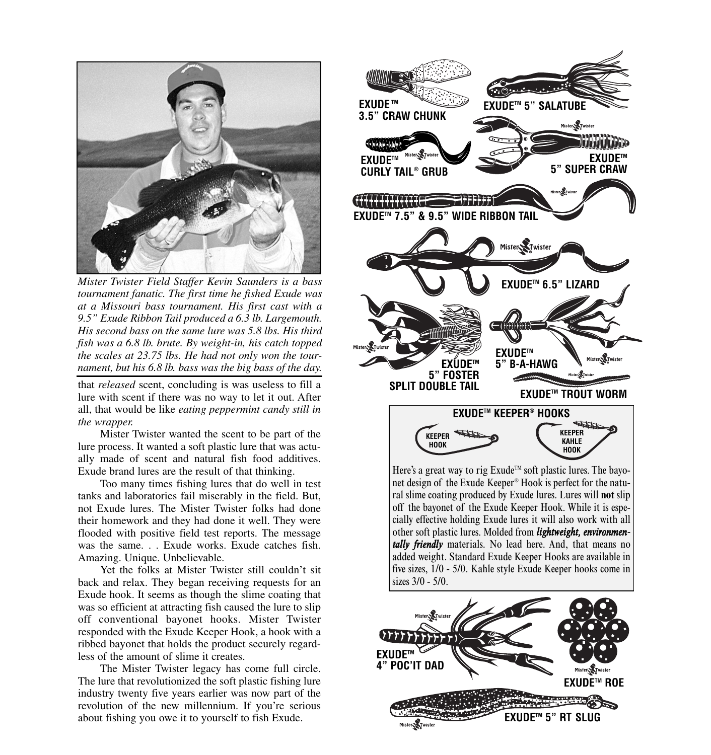*Mister Twister Field Staffer Kevin Saunders is a bass tournament fanatic. The first time he fished Exude was at a Missouri bass tournament. His first cast with a 9.5" Exude Ribbon Tail produced a 6.3 lb. Largemouth. His second bass on the same lure was 5.8 lbs. His third fish was a 6.8 lb. brute. By weight-in, his catch topped the scales at 23.75 lbs. He had not only won the tournament, but his 6.8 lb. bass was the big bass of the day.*

that *released* scent, concluding is was useless to fill a lure with scent if there was no way to let it out. After all, that would be like *eating peppermint candy still in the wrapper.*

Mister Twister wanted the scent to be part of the lure process. It wanted a soft plastic lure that was actually made of scent and natural fish food additives. Exude brand lures are the result of that thinking.

Too many times fishing lures that do well in test tanks and laboratories fail miserably in the field. But, not Exude lures. The Mister Twister folks had done their homework and they had done it well. They were flooded with positive field test reports. The message was the same. . . Exude works. Exude catches fish. Amazing. Unique. Unbelievable.

Yet the folks at Mister Twister still couldn't sit back and relax. They began receiving requests for an Exude hook. It seems as though the slime coating that was so efficient at attracting fish caused the lure to slip off conventional bayonet hooks. Mister Twister responded with the Exude Keeper Hook, a hook with a ribbed bayonet that holds the product securely regardless of the amount of slime it creates.

The Mister Twister legacy has come full circle. The lure that revolutionized the soft plastic fishing lure industry twenty five years earlier was now part of the revolution of the new millennium. If you're serious about fishing you owe it to yourself to fish Exude.

EXUDE™ 3.5" CRAW CHUNK

EXUDE™ 5" SALATUBE

EXUDE™ CURLY TAIL® GRUB

EXUDE™ 5" SUPER CRAW

EXUDE™ 7.5" & 9.5" WIDE RIBBON TAIL

EXUDE™ 6.5" LIZARD

EXUDE™ 5" FOSTER SPLIT DOUBLE TAIL

EXUDE™ 5" B-A-HAWG

EXUDE™ TROUT WORM

**EXUDE™ KEEPER® HOOKS**

KEEPER HOOK

KEEPER KAHLE HOOK

Here's a great way to rig Exude™ soft plastic lures. The bayonet design of the Exude Keeper® Hook is perfect for the natural slime coating produced by Exude lures. Lures will **not** slip off the bayonet of the Exude Keeper Hook. While it is especially effective holding Exude lures it will also work with all other soft plastic lures. Molded from ***lightweight, environmentally friendly*** materials. No lead here. And, that means no added weight. Standard Exude Keeper Hooks are available in five sizes, 1/0 - 5/0. Kahle style Exude Keeper hooks come in sizes 3/0 - 5/0.

EXUDE™ 4" POC'IT DAD

EXUDE™ ROE

EXUDE™ 5" RT SLUG